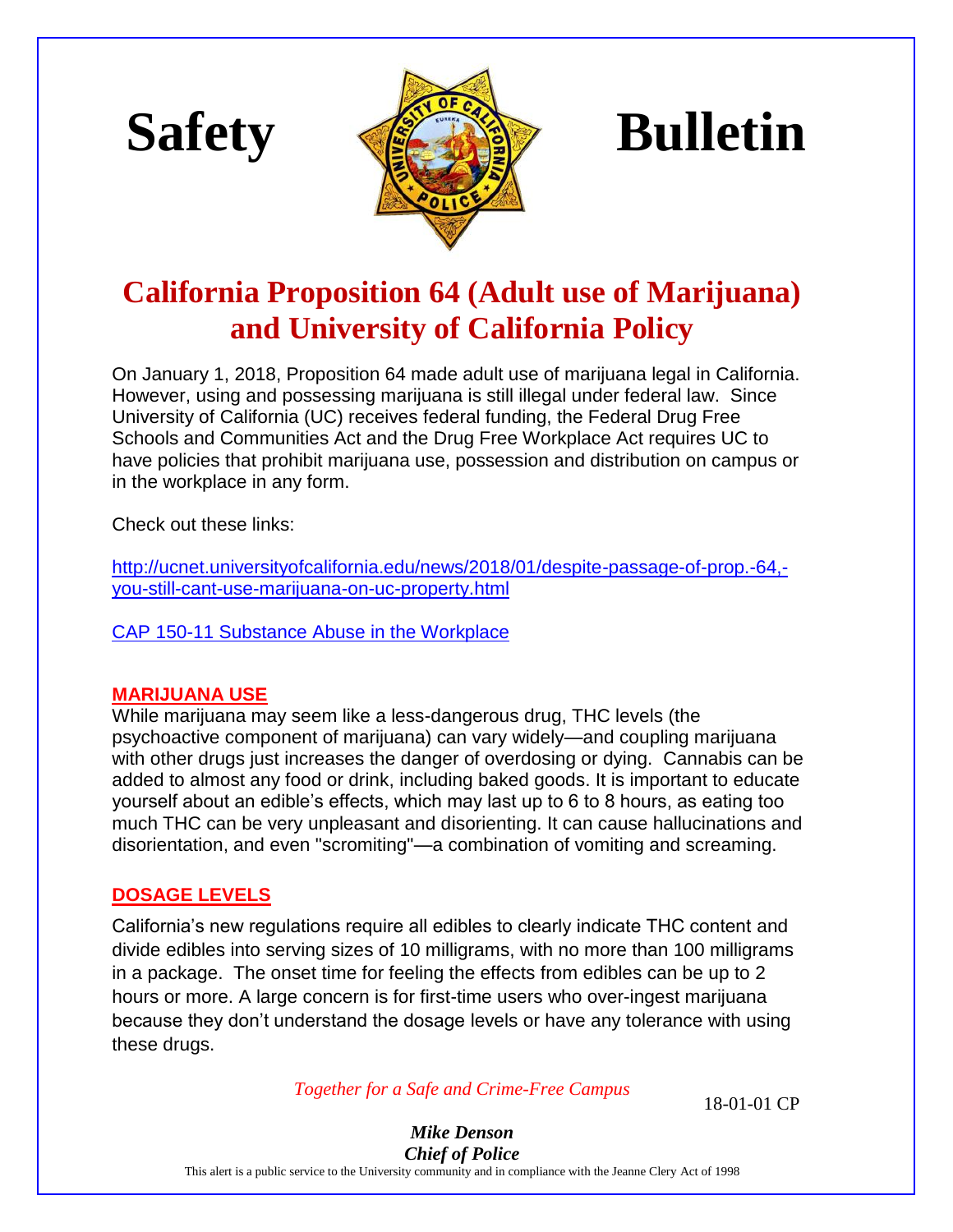# Safety Bulletin

## California Proposition 64 (Adult use of Marijuana) and University of California Policy

On January 1, 2018, Proposition 64 made adult use of marijuana legal in California. However, using and possessing marijuana is still illegal under federal law. Since University of California (UC) receives federal funding, the Federal Drug Free Schools and Communities Act and the Drug Free Workplace Act requires UC to have policies that prohibit marijuana use, possession and distribution on campus or in the workplace in any form.

Check out these links:

[http://ucnet.universityofcalifornia.edu/news/2018/01/despite-passage-of-prop.-64,-you-still-cant-use-marijuana-on-uc-property.html](http://ucnet.universityofcalifornia.edu/news/2018/01/despite-passage-of-prop.-64,-you-still-cant-use-marijuana-on-uc-property.html)

CAP 150-11 Substance Abuse in the Workplace

### MARIJUANA USE

While marijuana may seem like a less-dangerous drug, THC levels (the psychoactive component of marijuana) can vary widely—and coupling marijuana with other drugs just increases the danger of overdosing or dying. Cannabis can be added to almost any food or drink, including baked goods. It is important to educate yourself about an edible's effects, which may last up to 6 to 8 hours, as eating too much THC can be very unpleasant and disorienting. It can cause hallucinations and disorientation, and even "scromiting"—a combination of vomiting and screaming.

### DOSAGE LEVELS

California's new regulations require all edibles to clearly indicate THC content and divide edibles into serving sizes of 10 milligrams, with no more than 100 milligrams in a package. The onset time for feeling the effects from edibles can be up to 2 hours or more. A large concern is for first-time users who over-ingest marijuana because they don't understand the dosage levels or have any tolerance with using these drugs.

*Together for a Safe and Crime-Free Campus*

18-01-01 CP

***Mike Denson***
***Chief of Police***

This alert is a public service to the University community and in compliance with the Jeanne Clery Act of 1998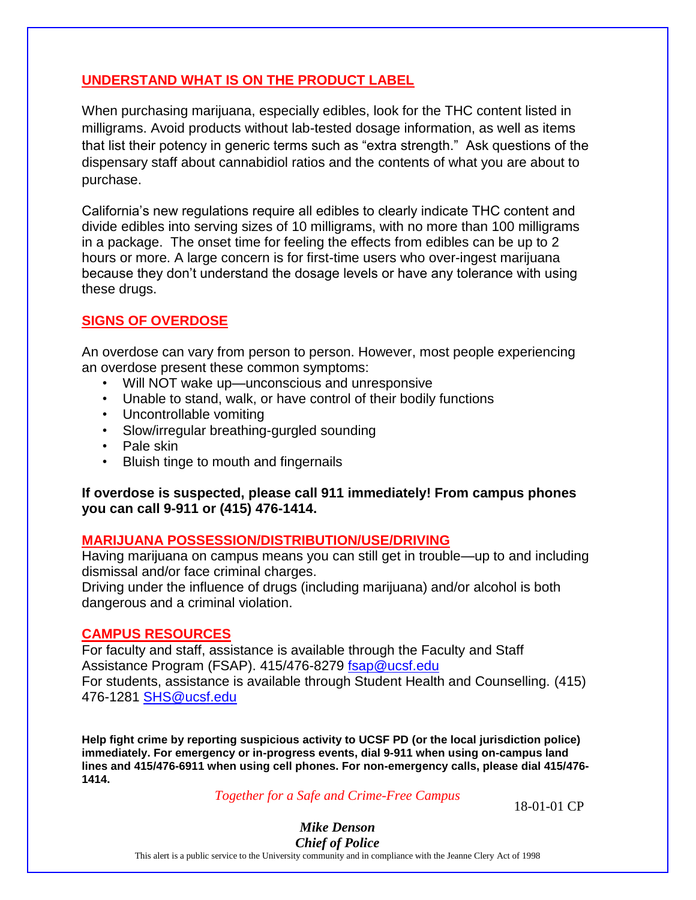## UNDERSTAND WHAT IS ON THE PRODUCT LABEL

When purchasing marijuana, especially edibles, look for the THC content listed in milligrams. Avoid products without lab-tested dosage information, as well as items that list their potency in generic terms such as "extra strength." Ask questions of the dispensary staff about cannabidiol ratios and the contents of what you are about to purchase.

California's new regulations require all edibles to clearly indicate THC content and divide edibles into serving sizes of 10 milligrams, with no more than 100 milligrams in a package. The onset time for feeling the effects from edibles can be up to 2 hours or more. A large concern is for first-time users who over-ingest marijuana because they don't understand the dosage levels or have any tolerance with using these drugs.

## SIGNS OF OVERDOSE

An overdose can vary from person to person. However, most people experiencing an overdose present these common symptoms:

- Will NOT wake up—unconscious and unresponsive
- Unable to stand, walk, or have control of their bodily functions
- Uncontrollable vomiting
- Slow/irregular breathing-gurgled sounding
- Pale skin
- Bluish tinge to mouth and fingernails

**If overdose is suspected, please call 911 immediately! From campus phones you can call 9-911 or (415) 476-1414.**

## MARIJUANA POSSESSION/DISTRIBUTION/USE/DRIVING

Having marijuana on campus means you can still get in trouble—up to and including dismissal and/or face criminal charges.

Driving under the influence of drugs (including marijuana) and/or alcohol is both dangerous and a criminal violation.

## CAMPUS RESOURCES

For faculty and staff, assistance is available through the Faculty and Staff Assistance Program (FSAP). 415/476-8279 fsap@ucsf.edu

For students, assistance is available through Student Health and Counselling. (415) 476-1281 SHS@ucsf.edu

**Help fight crime by reporting suspicious activity to UCSF PD (or the local jurisdiction police) immediately. For emergency or in-progress events, dial 9-911 when using on-campus land lines and 415/476-6911 when using cell phones. For non-emergency calls, please dial 415/476-1414.**

*Together for a Safe and Crime-Free Campus*

18-01-01 CP

***Mike Denson***
***Chief of Police***

This alert is a public service to the University community and in compliance with the Jeanne Clery Act of 1998